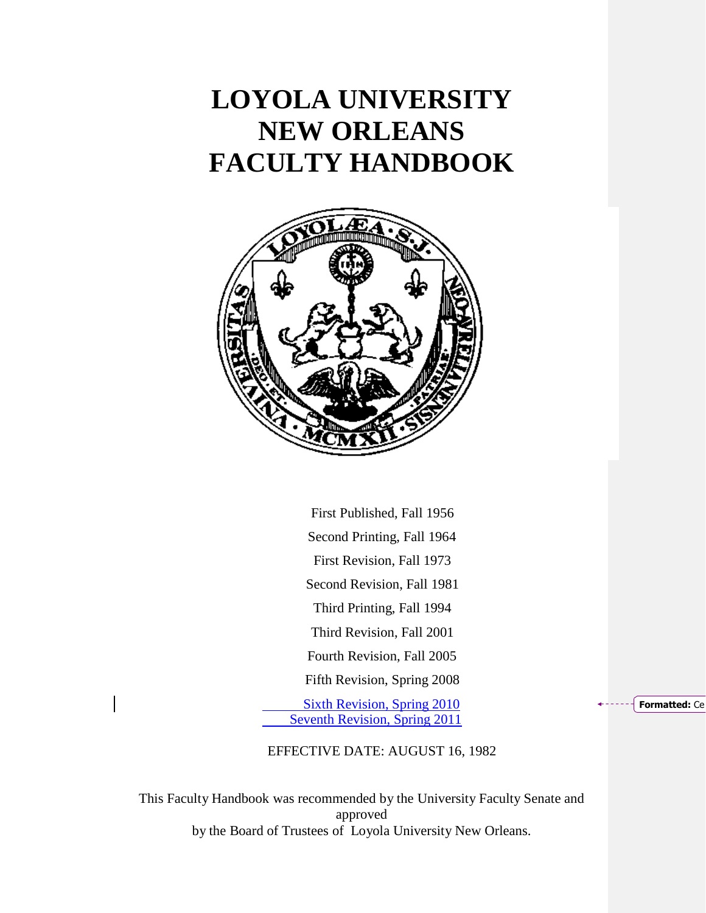# LOYOLA UNIVERSITY NEW ORLEANS FACULTY HANDBOOK

First Published, Fall 1956

Second Printing, Fall 1964

First Revision, Fall 1973

Second Revision, Fall 1981

Third Printing, Fall 1994

Third Revision, Fall 2001

Fourth Revision, Fall 2005

Fifth Revision, Spring 2008

Sixth Revision, Spring 2010

Seventh Revision, Spring 2011

EFFECTIVE DATE: AUGUST 16, 1982

This Faculty Handbook was recommended by the University Faculty Senate and approved by the Board of Trustees of Loyola University New Orleans.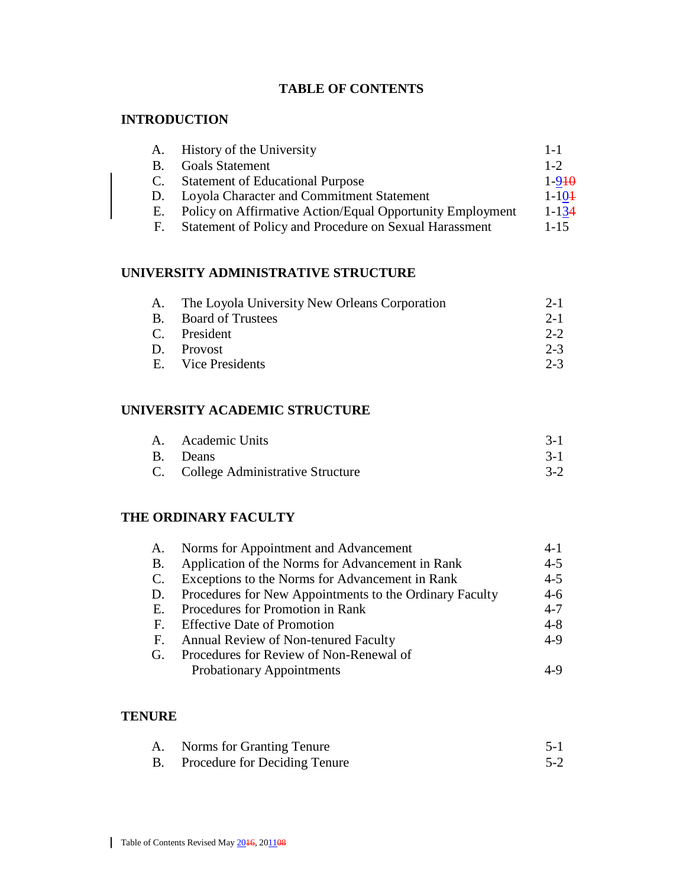# TABLE OF CONTENTS

## INTRODUCTION

| | | |
|---|---|---|
| A. | History of the University | 1-1 |
| B. | Goals Statement | 1-2 |
| C. | Statement of Educational Purpose | 1-9~~10~~ |
| D. | Loyola Character and Commitment Statement | 1-10~~1~~ |
| E. | Policy on Affirmative Action/Equal Opportunity Employment | 1-13~~4~~ |
| F. | Statement of Policy and Procedure on Sexual Harassment | 1-15 |

## UNIVERSITY ADMINISTRATIVE STRUCTURE

| | | |
|---|---|---|
| A. | The Loyola University New Orleans Corporation | 2-1 |
| B. | Board of Trustees | 2-1 |
| C. | President | 2-2 |
| D. | Provost | 2-3 |
| E. | Vice Presidents | 2-3 |

## UNIVERSITY ACADEMIC STRUCTURE

| | | |
|---|---|---|
| A. | Academic Units | 3-1 |
| B. | Deans | 3-1 |
| C. | College Administrative Structure | 3-2 |

## THE ORDINARY FACULTY

| | | |
|---|---|---|
| A. | Norms for Appointment and Advancement | 4-1 |
| B. | Application of the Norms for Advancement in Rank | 4-5 |
| C. | Exceptions to the Norms for Advancement in Rank | 4-5 |
| D. | Procedures for New Appointments to the Ordinary Faculty | 4-6 |
| E. | Procedures for Promotion in Rank | 4-7 |
| F. | Effective Date of Promotion | 4-8 |
| F. | Annual Review of Non-tenured Faculty | 4-9 |
| G. | Procedures for Review of Non-Renewal of Probationary Appointments | 4-9 |

## TENURE

| | | |
|---|---|---|
| A. | Norms for Granting Tenure | 5-1 |
| B. | Procedure for Deciding Tenure | 5-2 |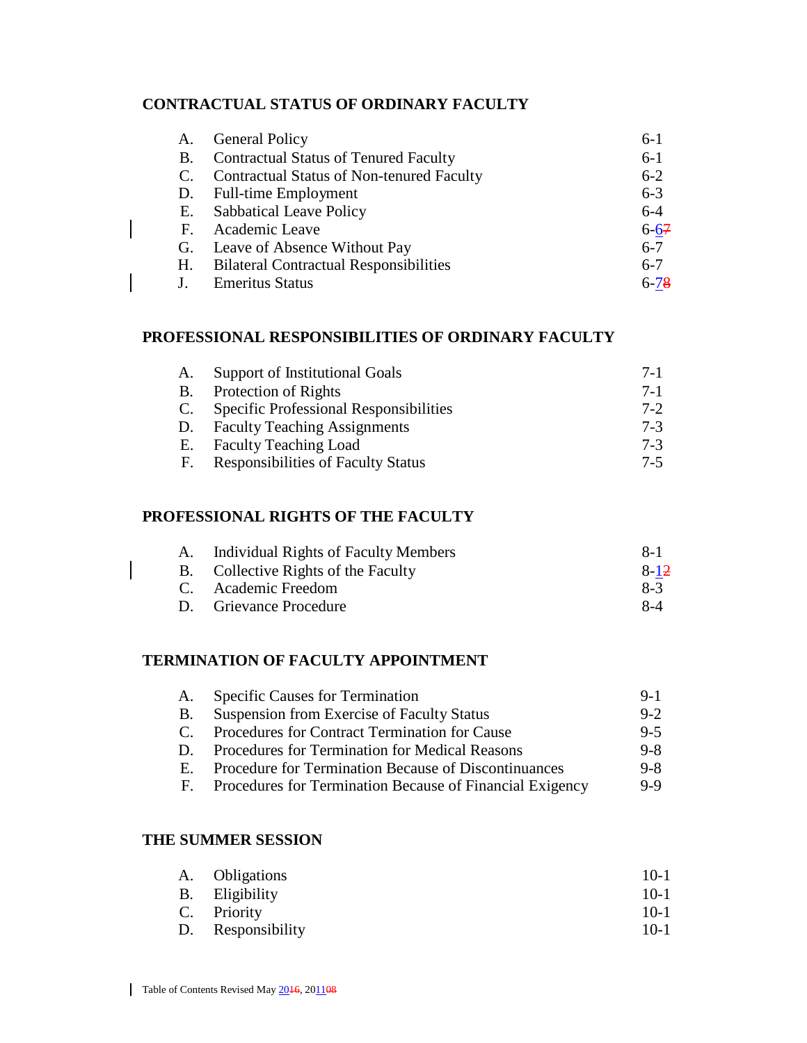## CONTRACTUAL STATUS OF ORDINARY FACULTY

| | | |
|---|---|---|
| A. | General Policy | 6-1 |
| B. | Contractual Status of Tenured Faculty | 6-1 |
| C. | Contractual Status of Non-tenured Faculty | 6-2 |
| D. | Full-time Employment | 6-3 |
| E. | Sabbatical Leave Policy | 6-4 |
| F. | Academic Leave | 6-6~~7~~ |
| G. | Leave of Absence Without Pay | 6-7 |
| H. | Bilateral Contractual Responsibilities | 6-7 |
| J. | Emeritus Status | 6-7~~8~~ |

## PROFESSIONAL RESPONSIBILITIES OF ORDINARY FACULTY

| | | |
|---|---|---|
| A. | Support of Institutional Goals | 7-1 |
| B. | Protection of Rights | 7-1 |
| C. | Specific Professional Responsibilities | 7-2 |
| D. | Faculty Teaching Assignments | 7-3 |
| E. | Faculty Teaching Load | 7-3 |
| F. | Responsibilities of Faculty Status | 7-5 |

## PROFESSIONAL RIGHTS OF THE FACULTY

| | | |
|---|---|---|
| A. | Individual Rights of Faculty Members | 8-1 |
| B. | Collective Rights of the Faculty | 8-1~~2~~ |
| C. | Academic Freedom | 8-3 |
| D. | Grievance Procedure | 8-4 |

## TERMINATION OF FACULTY APPOINTMENT

| | | |
|---|---|---|
| A. | Specific Causes for Termination | 9-1 |
| B. | Suspension from Exercise of Faculty Status | 9-2 |
| C. | Procedures for Contract Termination for Cause | 9-5 |
| D. | Procedures for Termination for Medical Reasons | 9-8 |
| E. | Procedure for Termination Because of Discontinuances | 9-8 |
| F. | Procedures for Termination Because of Financial Exigency | 9-9 |

## THE SUMMER SESSION

| | | |
|---|---|---|
| A. | Obligations | 10-1 |
| B. | Eligibility | 10-1 |
| C. | Priority | 10-1 |
| D. | Responsibility | 10-1 |

Table of Contents Revised May 20~~16~~, 2011~~08~~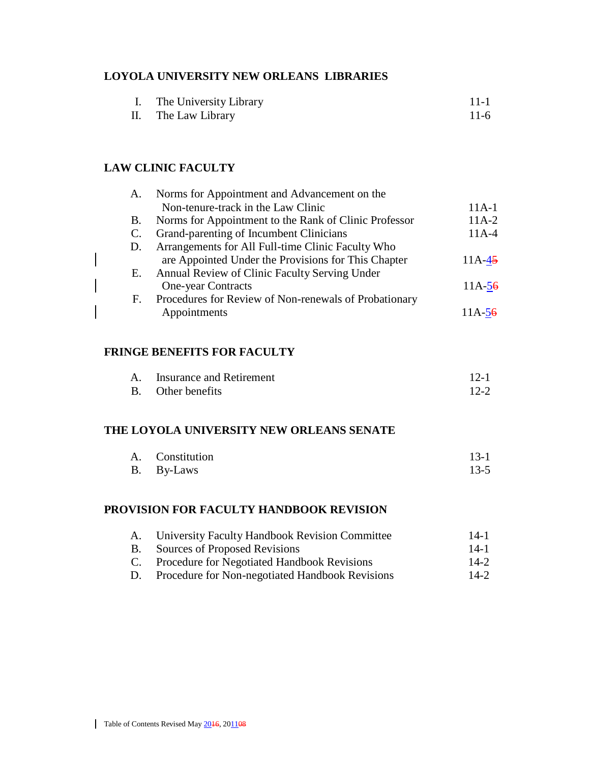## LOYOLA UNIVERSITY NEW ORLEANS LIBRARIES

| | | |
|---|---|---|
| I. | The University Library | 11-1 |
| II. | The Law Library | 11-6 |

## LAW CLINIC FACULTY

| | | |
|---|---|---|
| A. | Norms for Appointment and Advancement on the Non-tenure-track in the Law Clinic | 11A-1 |
| B. | Norms for Appointment to the Rank of Clinic Professor | 11A-2 |
| C. | Grand-parenting of Incumbent Clinicians | 11A-4 |
| D. | Arrangements for All Full-time Clinic Faculty Who are Appointed Under the Provisions for This Chapter | 11A-4~~5~~ |
| E. | Annual Review of Clinic Faculty Serving Under One-year Contracts | 11A-5~~6~~ |
| F. | Procedures for Review of Non-renewals of Probationary Appointments | 11A-5~~6~~ |

## FRINGE BENEFITS FOR FACULTY

| | | |
|---|---|---|
| A. | Insurance and Retirement | 12-1 |
| B. | Other benefits | 12-2 |

## THE LOYOLA UNIVERSITY NEW ORLEANS SENATE

| | | |
|---|---|---|
| A. | Constitution | 13-1 |
| B. | By-Laws | 13-5 |

## PROVISION FOR FACULTY HANDBOOK REVISION

| | | |
|---|---|---|
| A. | University Faculty Handbook Revision Committee | 14-1 |
| B. | Sources of Proposed Revisions | 14-1 |
| C. | Procedure for Negotiated Handbook Revisions | 14-2 |
| D. | Procedure for Non-negotiated Handbook Revisions | 14-2 |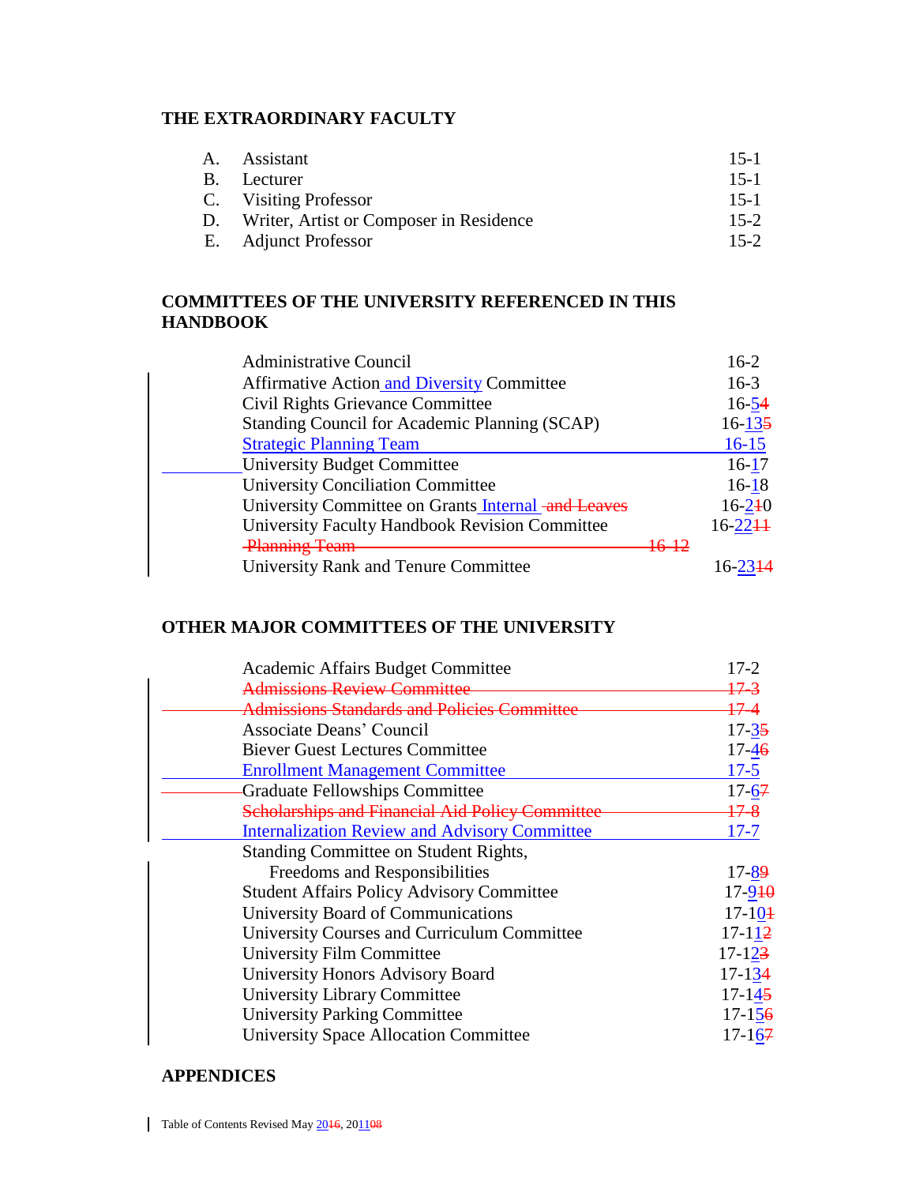## THE EXTRAORDINARY FACULTY

| | | |
|---|---|---|
| A. | Assistant | 15-1 |
| B. | Lecturer | 15-1 |
| C. | Visiting Professor | 15-1 |
| D. | Writer, Artist or Composer in Residence | 15-2 |
| E. | Adjunct Professor | 15-2 |

## COMMITTEES OF THE UNIVERSITY REFERENCED IN THIS HANDBOOK

| | |
|---|---|
| Administrative Council | 16-2 |
| Affirmative Action and Diversity Committee | 16-3 |
| Civil Rights Grievance Committee | 16-5~~4~~ |
| Standing Council for Academic Planning (SCAP) | 16-13~~5~~ |
| Strategic Planning Team | 16-15 |
| University Budget Committee | 16-17 |
| University Conciliation Committee | 16-18 |
| University Committee on Grants Internal ~~and Leaves~~ | 16-2~~1~~0 |
| University Faculty Handbook Revision Committee | 16-22~~11~~ |
| ~~Planning Team~~ | ~~16-12~~ |
| University Rank and Tenure Committee | 16-23~~14~~ |

## OTHER MAJOR COMMITTEES OF THE UNIVERSITY

| | |
|---|---|
| Academic Affairs Budget Committee | 17-2 |
| ~~Admissions Review Committee~~ | ~~17-3~~ |
| ~~Admissions Standards and Policies Committee~~ | ~~17-4~~ |
| Associate Deans' Council | 17-3~~5~~ |
| Biever Guest Lectures Committee | 17-4~~6~~ |
| Enrollment Management Committee | 17-5 |
| Graduate Fellowships Committee | 17-6~~7~~ |
| ~~Scholarships and Financial Aid Policy Committee~~ | ~~17-8~~ |
| Internalization Review and Advisory Committee | 17-7 |
| Standing Committee on Student Rights, Freedoms and Responsibilities | 17-8~~9~~ |
| Student Affairs Policy Advisory Committee | 17-9~~10~~ |
| University Board of Communications | 17-10~~1~~ |
| University Courses and Curriculum Committee | 17-11~~2~~ |
| University Film Committee | 17-12~~3~~ |
| University Honors Advisory Board | 17-13~~4~~ |
| University Library Committee | 17-14~~5~~ |
| University Parking Committee | 17-15~~6~~ |
| University Space Allocation Committee | 17-16~~7~~ |

## APPENDICES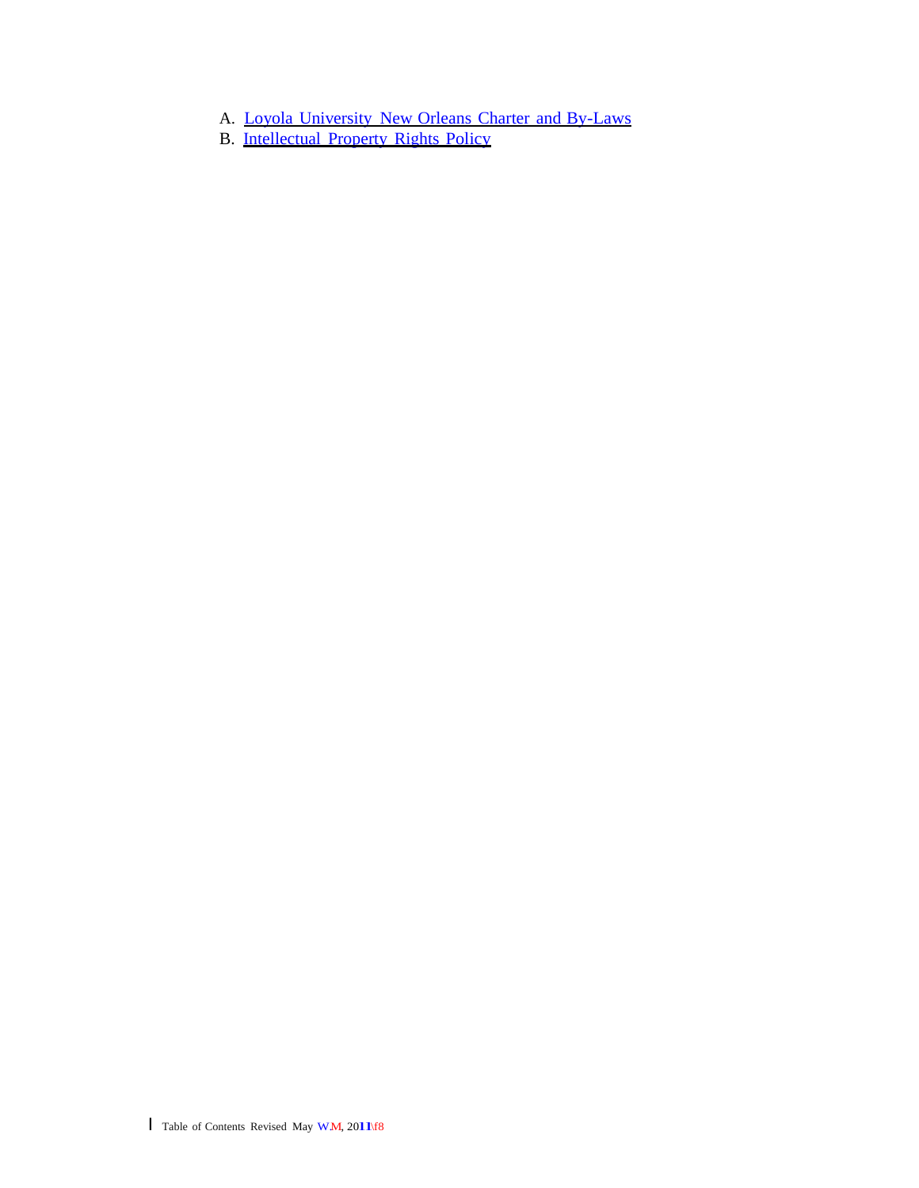A. Loyola University New Orleans Charter and By-Laws
B. Intellectual Property Rights Policy